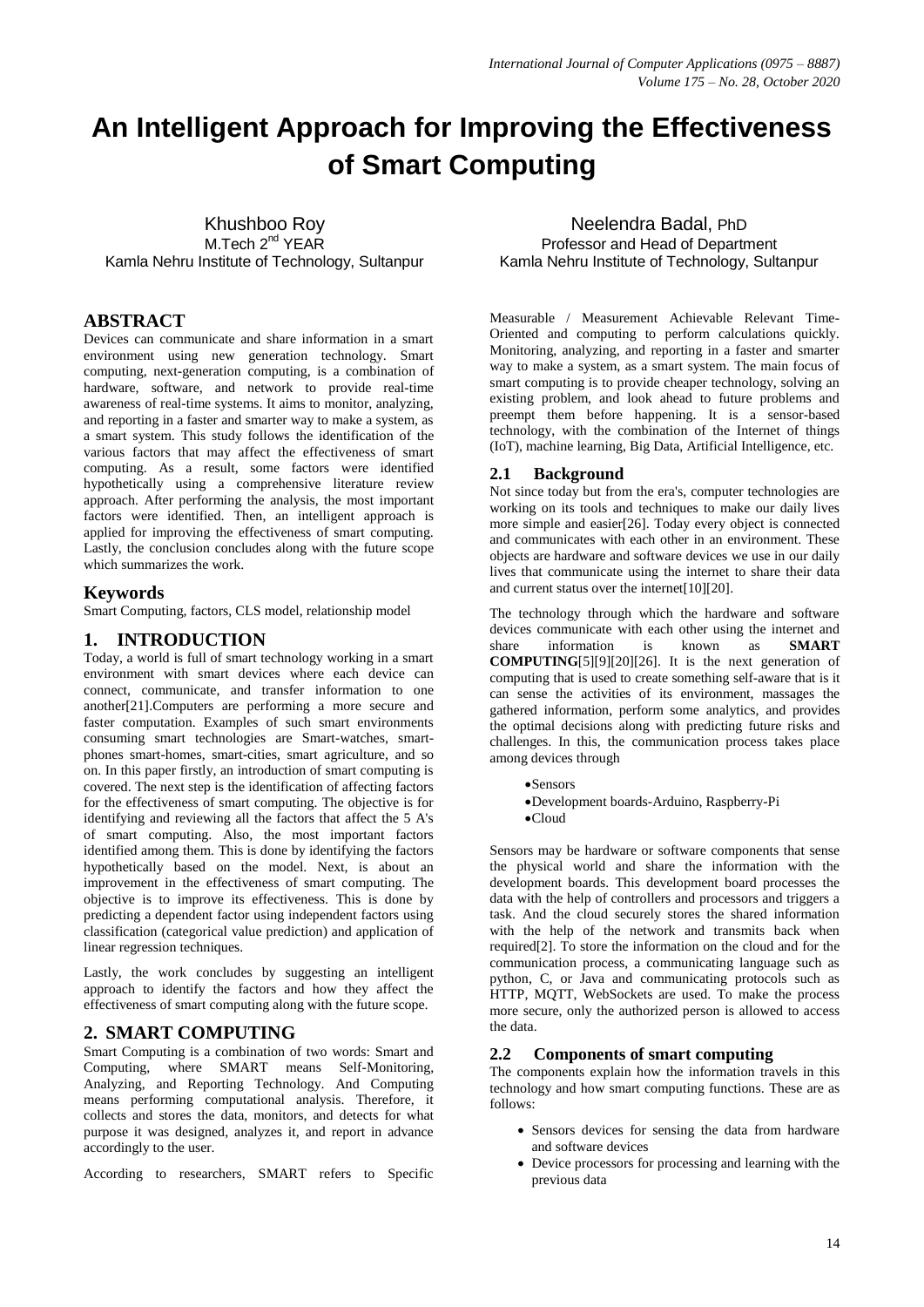# An Intelligent Approach for Improving the Effectiveness of Smart Computing

Khushboo Roy
M.Tech 2nd YEAR
Kamla Nehru Institute of Technology, Sultanpur

Neelendra Badal, PhD
Professor and Head of Department
Kamla Nehru Institute of Technology, Sultanpur

## ABSTRACT

Devices can communicate and share information in a smart environment using new generation technology. Smart computing, next-generation computing, is a combination of hardware, software, and network to provide real-time awareness of real-time systems. It aims to monitor, analyzing, and reporting in a faster and smarter way to make a system, as a smart system. This study follows the identification of the various factors that may affect the effectiveness of smart computing. As a result, some factors were identified hypothetically using a comprehensive literature review approach. After performing the analysis, the most important factors were identified. Then, an intelligent approach is applied for improving the effectiveness of smart computing. Lastly, the conclusion concludes along with the future scope which summarizes the work.

## Keywords

Smart Computing, factors, CLS model, relationship model

## 1. INTRODUCTION

Today, a world is full of smart technology working in a smart environment with smart devices where each device can connect, communicate, and transfer information to one another[21].Computers are performing a more secure and faster computation. Examples of such smart environments consuming smart technologies are Smart-watches, smart-phones smart-homes, smart-cities, smart agriculture, and so on. In this paper firstly, an introduction of smart computing is covered. The next step is the identification of affecting factors for the effectiveness of smart computing. The objective is for identifying and reviewing all the factors that affect the 5 A's of smart computing. Also, the most important factors identified among them. This is done by identifying the factors hypothetically based on the model. Next, is about an improvement in the effectiveness of smart computing. The objective is to improve its effectiveness. This is done by predicting a dependent factor using independent factors using classification (categorical value prediction) and application of linear regression techniques.

Lastly, the work concludes by suggesting an intelligent approach to identify the factors and how they affect the effectiveness of smart computing along with the future scope.

## 2. SMART COMPUTING

Smart Computing is a combination of two words: Smart and Computing, where SMART means Self-Monitoring, Analyzing, and Reporting Technology. And Computing means performing computational analysis. Therefore, it collects and stores the data, monitors, and detects for what purpose it was designed, analyzes it, and report in advance accordingly to the user.

According to researchers, SMART refers to Specific Measurable / Measurement Achievable Relevant Time-Oriented and computing to perform calculations quickly. Monitoring, analyzing, and reporting in a faster and smarter way to make a system, as a smart system. The main focus of smart computing is to provide cheaper technology, solving an existing problem, and look ahead to future problems and preempt them before happening. It is a sensor-based technology, with the combination of the Internet of things (IoT), machine learning, Big Data, Artificial Intelligence, etc.

### 2.1 Background

Not since today but from the era's, computer technologies are working on its tools and techniques to make our daily lives more simple and easier[26]. Today every object is connected and communicates with each other in an environment. These objects are hardware and software devices we use in our daily lives that communicate using the internet to share their data and current status over the internet[10][20].

The technology through which the hardware and software devices communicate with each other using the internet and share information is known as **SMART COMPUTING**[5][9][20][26]. It is the next generation of computing that is used to create something self-aware that is it can sense the activities of its environment, massages the gathered information, perform some analytics, and provides the optimal decisions along with predicting future risks and challenges. In this, the communication process takes place among devices through

- Sensors
- Development boards-Arduino, Raspberry-Pi
- Cloud

Sensors may be hardware or software components that sense the physical world and share the information with the development boards. This development board processes the data with the help of controllers and processors and triggers a task. And the cloud securely stores the shared information with the help of the network and transmits back when required[2]. To store the information on the cloud and for the communication process, a communicating language such as python, C, or Java and communicating protocols such as HTTP, MQTT, WebSockets are used. To make the process more secure, only the authorized person is allowed to access the data.

### 2.2 Components of smart computing

The components explain how the information travels in this technology and how smart computing functions. These are as follows:

- Sensors devices for sensing the data from hardware and software devices
- Device processors for processing and learning with the previous data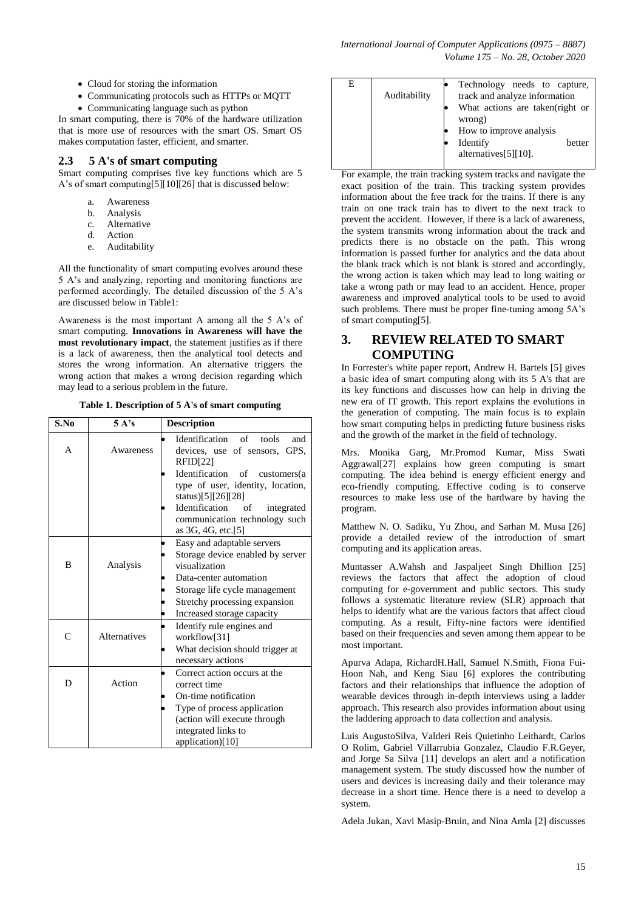- Cloud for storing the information
- Communicating protocols such as HTTPs or MQTT
- Communicating language such as python

In smart computing, there is 70% of the hardware utilization that is more use of resources with the smart OS. Smart OS makes computation faster, efficient, and smarter.

## 2.3 5 A's of smart computing

Smart computing comprises five key functions which are 5 A's of smart computing[5][10][26] that is discussed below:

a. Awareness
b. Analysis
c. Alternative
d. Action
e. Auditability

All the functionality of smart computing evolves around these 5 A's and analyzing, reporting and monitoring functions are performed accordingly. The detailed discussion of the 5 A's are discussed below in Table1:

Awareness is the most important A among all the 5 A's of smart computing. **Innovations in Awareness will have the most revolutionary impact**, the statement justifies as if there is a lack of awareness, then the analytical tool detects and stores the wrong information. An alternative triggers the wrong action that makes a wrong decision regarding which may lead to a serious problem in the future.

**Table 1. Description of 5 A's of smart computing**

| S.No | 5 A's | Description |
|---|---|---|
| A | Awareness | • Identification of tools and devices, use of sensors, GPS, RFID[22]<br>• Identification of customers(a type of user, identity, location, status)[5][26][28]<br>• Identification of integrated communication technology such as 3G, 4G, etc.[5] |
| B | Analysis | • Easy and adaptable servers<br>• Storage device enabled by server visualization<br>• Data-center automation<br>• Storage life cycle management<br>• Stretchy processing expansion<br>• Increased storage capacity |
| C | Alternatives | • Identify rule engines and workflow[31]<br>• What decision should trigger at necessary actions |
| D | Action | • Correct action occurs at the correct time<br>• On-time notification<br>• Type of process application (action will execute through integrated links to application)[10] |
| E | Auditability | • Technology needs to capture, track and analyze information<br>• What actions are taken(right or wrong)<br>• How to improve analysis<br>• Identify better alternatives[5][10]. |

For example, the train tracking system tracks and navigate the exact position of the train. This tracking system provides information about the free track for the trains. If there is any train on one track train has to divert to the next track to prevent the accident. However, if there is a lack of awareness, the system transmits wrong information about the track and predicts there is no obstacle on the path. This wrong information is passed further for analytics and the data about the blank track which is not blank is stored and accordingly, the wrong action is taken which may lead to long waiting or take a wrong path or may lead to an accident. Hence, proper awareness and improved analytical tools to be used to avoid such problems. There must be proper fine-tuning among 5A's of smart computing[5].

# 3. REVIEW RELATED TO SMART COMPUTING

In Forrester's white paper report, Andrew H. Bartels [5] gives a basic idea of smart computing along with its 5 A's that are its key functions and discusses how can help in driving the new era of IT growth. This report explains the evolutions in the generation of computing. The main focus is to explain how smart computing helps in predicting future business risks and the growth of the market in the field of technology.

Mrs. Monika Garg, Mr.Promod Kumar, Miss Swati Aggrawal[27] explains how green computing is smart computing. The idea behind is energy efficient energy and eco-friendly computing. Effective coding is to conserve resources to make less use of the hardware by having the program.

Matthew N. O. Sadiku, Yu Zhou, and Sarhan M. Musa [26] provide a detailed review of the introduction of smart computing and its application areas.

Muntasser A.Wahsh and Jaspaljeet Singh Dhillion [25] reviews the factors that affect the adoption of cloud computing for e-government and public sectors. This study follows a systematic literature review (SLR) approach that helps to identify what are the various factors that affect cloud computing. As a result, Fifty-nine factors were identified based on their frequencies and seven among them appear to be most important.

Apurva Adapa, RichardH.Hall, Samuel N.Smith, Fiona Fui-Hoon Nah, and Keng Siau [6] explores the contributing factors and their relationships that influence the adoption of wearable devices through in-depth interviews using a ladder approach. This research also provides information about using the laddering approach to data collection and analysis.

Luis AugustoSilva, Valderi Reis Quietinho Leithardt, Carlos O Rolim, Gabriel Villarrubia Gonzalez, Claudio F.R.Geyer, and Jorge Sa Silva [11] develops an alert and a notification management system. The study discussed how the number of users and devices is increasing daily and their tolerance may decrease in a short time. Hence there is a need to develop a system.

Adela Jukan, Xavi Masip-Bruin, and Nina Amla [2] discusses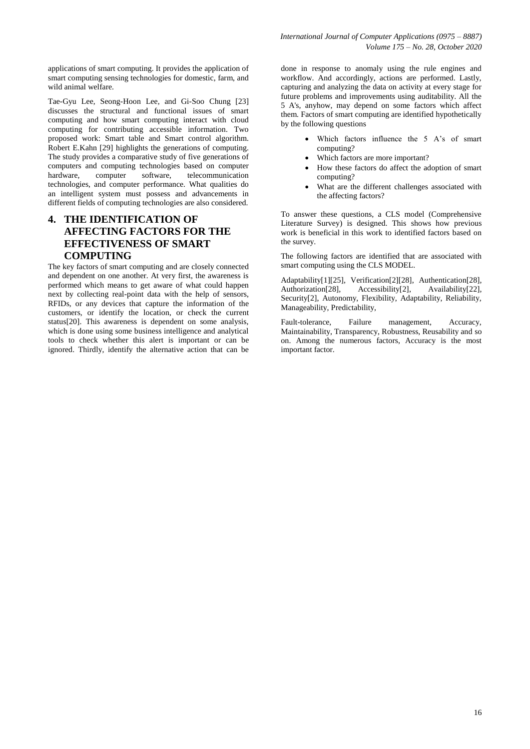applications of smart computing. It provides the application of smart computing sensing technologies for domestic, farm, and wild animal welfare.

Tae-Gyu Lee, Seong-Hoon Lee, and Gi-Soo Chung [23] discusses the structural and functional issues of smart computing and how smart computing interact with cloud computing for contributing accessible information. Two proposed work: Smart table and Smart control algorithm. Robert E.Kahn [29] highlights the generations of computing. The study provides a comparative study of five generations of computers and computing technologies based on computer hardware, computer software, telecommunication technologies, and computer performance. What qualities do an intelligent system must possess and advancements in different fields of computing technologies are also considered.

# 4. THE IDENTIFICATION OF AFFECTING FACTORS FOR THE EFFECTIVENESS OF SMART COMPUTING

The key factors of smart computing and are closely connected and dependent on one another. At very first, the awareness is performed which means to get aware of what could happen next by collecting real-point data with the help of sensors, RFIDs, or any devices that capture the information of the customers, or identify the location, or check the current status[20]. This awareness is dependent on some analysis, which is done using some business intelligence and analytical tools to check whether this alert is important or can be ignored. Thirdly, identify the alternative action that can be done in response to anomaly using the rule engines and workflow. And accordingly, actions are performed. Lastly, capturing and analyzing the data on activity at every stage for future problems and improvements using auditability. All the 5 A's, anyhow, may depend on some factors which affect them. Factors of smart computing are identified hypothetically by the following questions

- Which factors influence the 5 A's of smart computing?
- Which factors are more important?
- How these factors do affect the adoption of smart computing?
- What are the different challenges associated with the affecting factors?

To answer these questions, a CLS model (Comprehensive Literature Survey) is designed. This shows how previous work is beneficial in this work to identified factors based on the survey.

The following factors are identified that are associated with smart computing using the CLS MODEL.

Adaptability[1][25], Verification[2][28], Authentication[28], Authorization[28], Accessibility[2], Availability[22], Security[2], Autonomy, Flexibility, Adaptability, Reliability, Manageability, Predictability,

Fault-tolerance, Failure management, Accuracy, Maintainability, Transparency, Robustness, Reusability and so on. Among the numerous factors, Accuracy is the most important factor.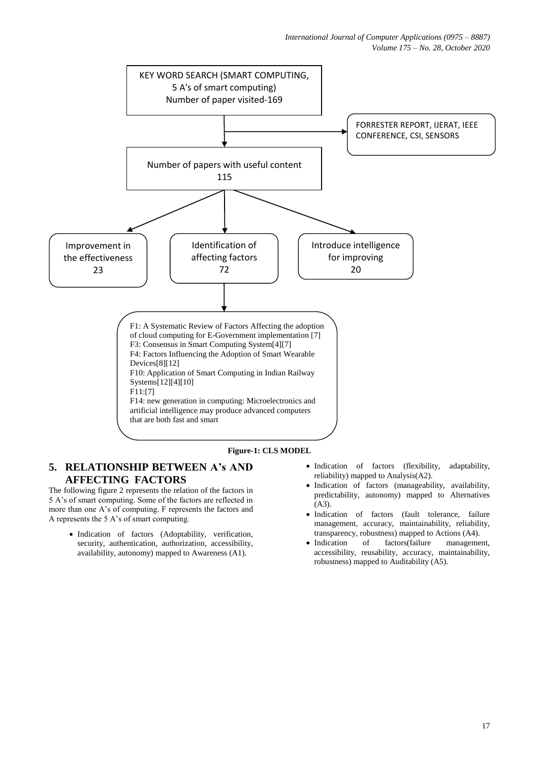KEY WORD SEARCH (SMART COMPUTING, 5 A's of smart computing) Number of paper visited-169

FORRESTER REPORT, IJERAT, IEEE CONFERENCE, CSI, SENSORS

Number of papers with useful content 115

Improvement in the effectiveness 23

Identification of affecting factors 72

Introduce intelligence for improving 20

F1: A Systematic Review of Factors Affecting the adoption of cloud computing for E-Government implementation [7]
F3: Consensus in Smart Computing System[4][7]
F4: Factors Influencing the Adoption of Smart Wearable Devices[8][12]
F10: Application of Smart Computing in Indian Railway Systems[12][4][10]
F11:[7]
F14: new generation in computing: Microelectronics and artificial intelligence may produce advanced computers that are both fast and smart

**Figure-1: CLS MODEL**

## 5. RELATIONSHIP BETWEEN A's AND AFFECTING FACTORS

The following figure 2 represents the relation of the factors in 5 A's of smart computing. Some of the factors are reflected in more than one A's of computing. F represents the factors and A represents the 5 A's of smart computing.

- Indication of factors (Adoptability, verification, security, authentication, authorization, accessibility, availability, autonomy) mapped to Awareness (A1).
- Indication of factors (flexibility, adaptability, reliability) mapped to Analysis(A2).
- Indication of factors (manageability, availability, predictability, autonomy) mapped to Alternatives (A3).
- Indication of factors (fault tolerance, failure management, accuracy, maintainability, reliability, transparency, robustness) mapped to Actions (A4).
- Indication of factors(failure management, accessibility, reusability, accuracy, maintainability, robustness) mapped to Auditability (A5).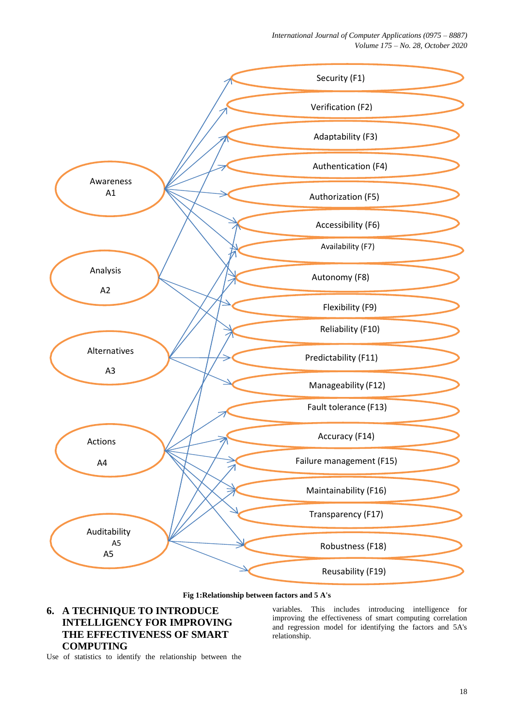Fig 1:Relationship between factors and 5 A's

## 6. A TECHNIQUE TO INTRODUCE INTELLIGENCY FOR IMPROVING THE EFFECTIVENESS OF SMART COMPUTING

Use of statistics to identify the relationship between the variables. This includes introducing intelligence for improving the effectiveness of smart computing correlation and regression model for identifying the factors and 5A's relationship.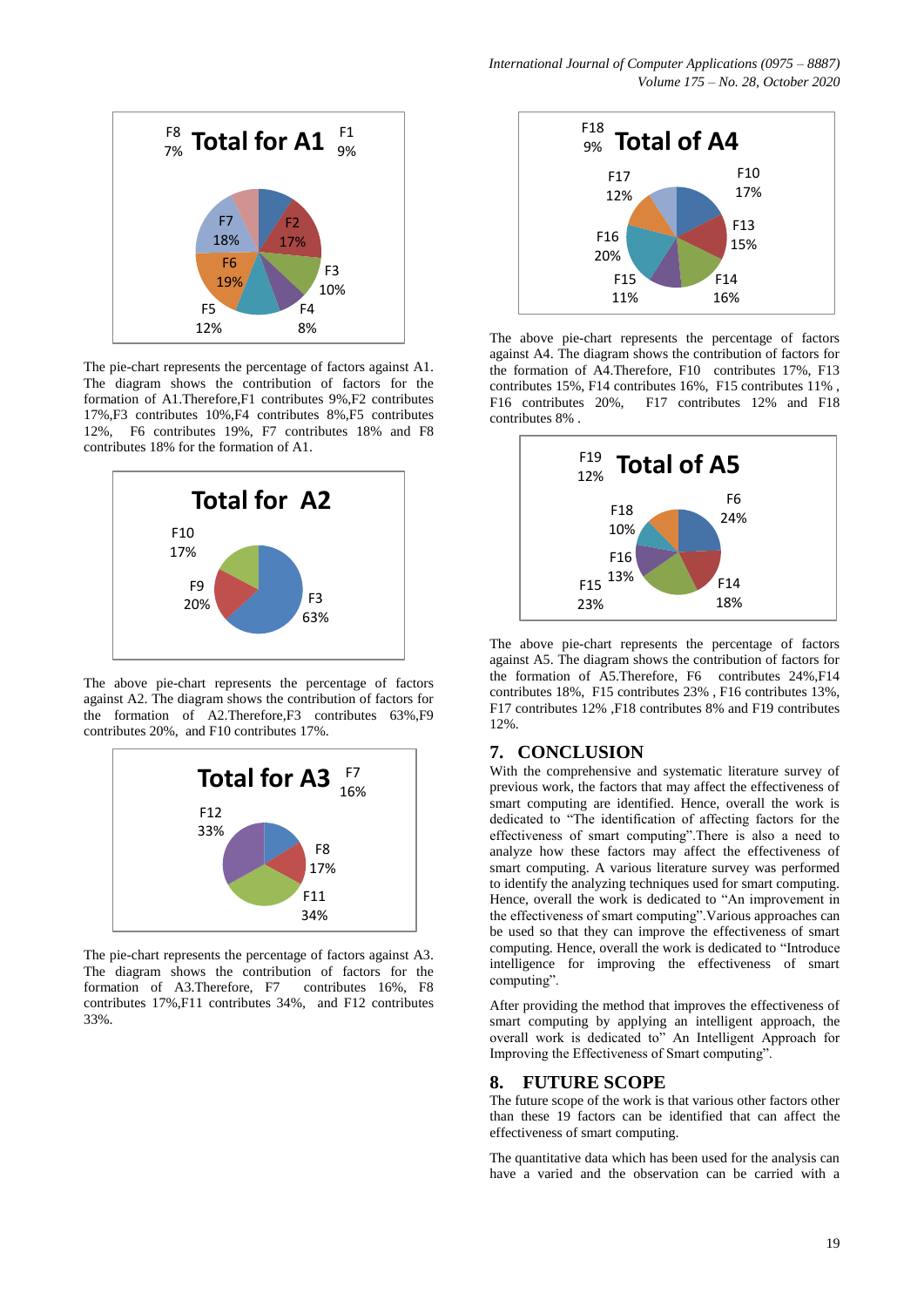The pie-chart represents the percentage of factors against A1. The diagram shows the contribution of factors for the formation of A1.Therefore,F1 contributes 9%,F2 contributes 17%,F3 contributes 10%,F4 contributes 8%,F5 contributes 12%, F6 contributes 19%, F7 contributes 18% and F8 contributes 18% for the formation of A1.

The above pie-chart represents the percentage of factors against A2. The diagram shows the contribution of factors for the formation of A2.Therefore,F3 contributes 63%,F9 contributes 20%, and F10 contributes 17%.

The pie-chart represents the percentage of factors against A3. The diagram shows the contribution of factors for the formation of A3.Therefore, F7 contributes 16%, F8 contributes 17%,F11 contributes 34%, and F12 contributes 33%.

The above pie-chart represents the percentage of factors against A4. The diagram shows the contribution of factors for the formation of A4.Therefore, F10 contributes 17%, F13 contributes 15%, F14 contributes 16%, F15 contributes 11% , F16 contributes 20%, F17 contributes 12% and F18 contributes 8% .

The above pie-chart represents the percentage of factors against A5. The diagram shows the contribution of factors for the formation of A5.Therefore, F6 contributes 24%,F14 contributes 18%, F15 contributes 23% , F16 contributes 13%, F17 contributes 12% ,F18 contributes 8% and F19 contributes 12%.

## 7. CONCLUSION

With the comprehensive and systematic literature survey of previous work, the factors that may affect the effectiveness of smart computing are identified. Hence, overall the work is dedicated to "The identification of affecting factors for the effectiveness of smart computing".There is also a need to analyze how these factors may affect the effectiveness of smart computing. A various literature survey was performed to identify the analyzing techniques used for smart computing. Hence, overall the work is dedicated to "An improvement in the effectiveness of smart computing".Various approaches can be used so that they can improve the effectiveness of smart computing. Hence, overall the work is dedicated to "Introduce intelligence for improving the effectiveness of smart computing".

After providing the method that improves the effectiveness of smart computing by applying an intelligent approach, the overall work is dedicated to" An Intelligent Approach for Improving the Effectiveness of Smart computing".

## 8. FUTURE SCOPE

The future scope of the work is that various other factors other than these 19 factors can be identified that can affect the effectiveness of smart computing.

The quantitative data which has been used for the analysis can have a varied and the observation can be carried with a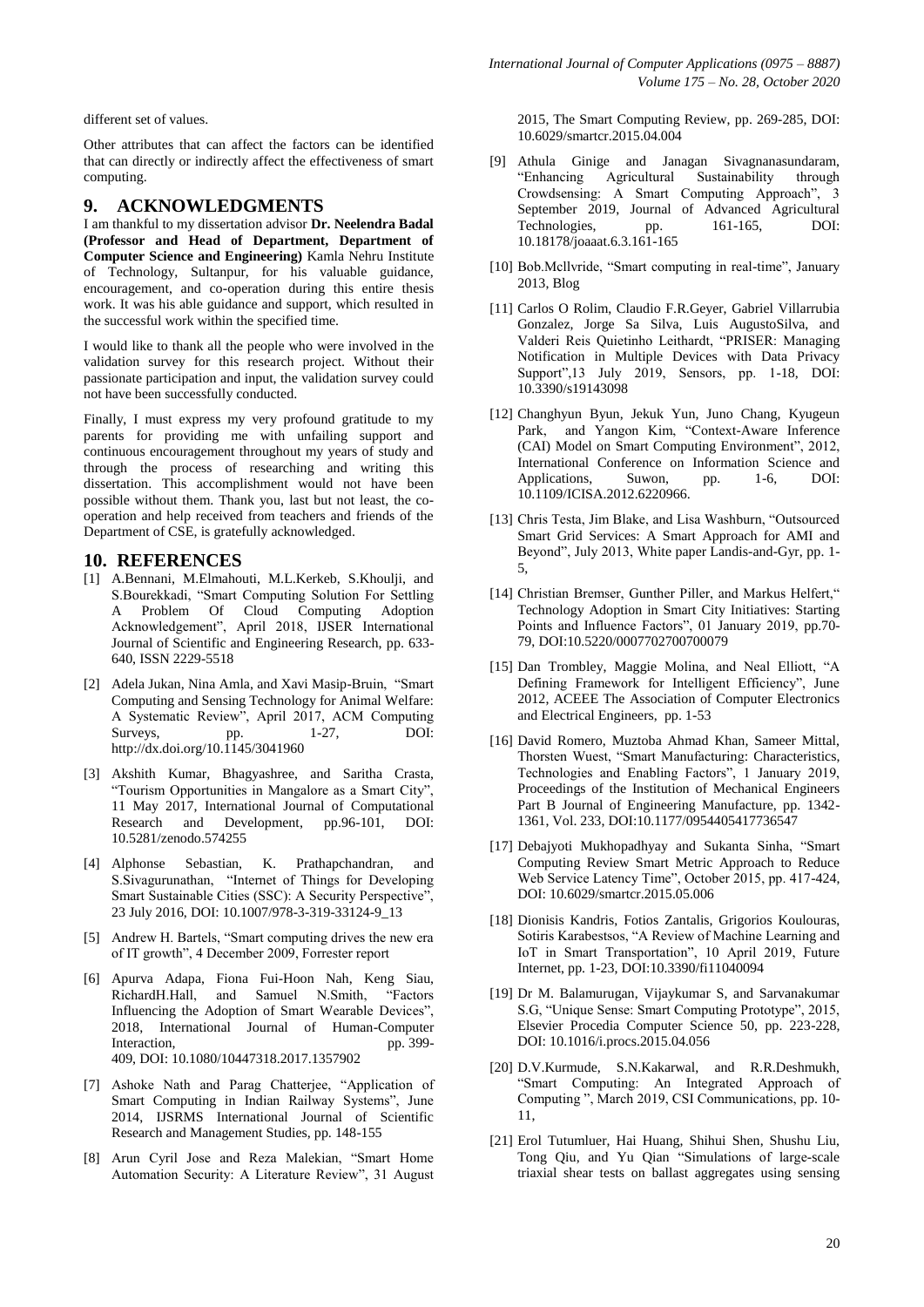different set of values.

Other attributes that can affect the factors can be identified that can directly or indirectly affect the effectiveness of smart computing.

## 9. ACKNOWLEDGMENTS

I am thankful to my dissertation advisor **Dr. Neelendra Badal (Professor and Head of Department, Department of Computer Science and Engineering)** Kamla Nehru Institute of Technology, Sultanpur, for his valuable guidance, encouragement, and co-operation during this entire thesis work. It was his able guidance and support, which resulted in the successful work within the specified time.

I would like to thank all the people who were involved in the validation survey for this research project. Without their passionate participation and input, the validation survey could not have been successfully conducted.

Finally, I must express my very profound gratitude to my parents for providing me with unfailing support and continuous encouragement throughout my years of study and through the process of researching and writing this dissertation. This accomplishment would not have been possible without them. Thank you, last but not least, the co-operation and help received from teachers and friends of the Department of CSE, is gratefully acknowledged.

## 10. REFERENCES

[1] A.Bennani, M.Elmahouti, M.L.Kerkeb, S.Khoulji, and S.Bourekkadi, "Smart Computing Solution For Settling A Problem Of Cloud Computing Adoption Acknowledgement", April 2018, IJSER International Journal of Scientific and Engineering Research, pp. 633-640, ISSN 2229-5518

[2] Adela Jukan, Nina Amla, and Xavi Masip-Bruin, "Smart Computing and Sensing Technology for Animal Welfare: A Systematic Review", April 2017, ACM Computing Surveys, pp. 1-27, DOI: http://dx.doi.org/10.1145/3041960

[3] Akshith Kumar, Bhagyashree, and Saritha Crasta, "Tourism Opportunities in Mangalore as a Smart City", 11 May 2017, International Journal of Computational Research and Development, pp.96-101, DOI: 10.5281/zenodo.574255

[4] Alphonse Sebastian, K. Prathapchandran, and S.Sivagurunathan, "Internet of Things for Developing Smart Sustainable Cities (SSC): A Security Perspective", 23 July 2016, DOI: 10.1007/978-3-319-33124-9_13

[5] Andrew H. Bartels, "Smart computing drives the new era of IT growth", 4 December 2009, Forrester report

[6] Apurva Adapa, Fiona Fui-Hoon Nah, Keng Siau, RichardH.Hall, and Samuel N.Smith, "Factors Influencing the Adoption of Smart Wearable Devices", 2018, International Journal of Human-Computer Interaction, pp. 399-409, DOI: 10.1080/10447318.2017.1357902

[7] Ashoke Nath and Parag Chatterjee, "Application of Smart Computing in Indian Railway Systems", June 2014, IJSRMS International Journal of Scientific Research and Management Studies, pp. 148-155

[8] Arun Cyril Jose and Reza Malekian, "Smart Home Automation Security: A Literature Review", 31 August 2015, The Smart Computing Review, pp. 269-285, DOI: 10.6029/smartcr.2015.04.004

[9] Athula Ginige and Janagan Sivagnanasundaram, "Enhancing Agricultural Sustainability through Crowdsensing: A Smart Computing Approach", 3 September 2019, Journal of Advanced Agricultural Technologies, pp. 161-165, DOI: 10.18178/joaaat.6.3.161-165

[10] Bob.Mcllvride, "Smart computing in real-time", January 2013, Blog

[11] Carlos O Rolim, Claudio F.R.Geyer, Gabriel Villarrubia Gonzalez, Jorge Sa Silva, Luis AugustoSilva, and Valderi Reis Quietinho Leithardt, "PRISER: Managing Notification in Multiple Devices with Data Privacy Support",13 July 2019, Sensors, pp. 1-18, DOI: 10.3390/s19143098

[12] Changhyun Byun, Jekuk Yun, Juno Chang, Kyugeun Park, and Yangon Kim, "Context-Aware Inference (CAI) Model on Smart Computing Environment", 2012, International Conference on Information Science and Applications, Suwon, pp. 1-6, DOI: 10.1109/ICISA.2012.6220966.

[13] Chris Testa, Jim Blake, and Lisa Washburn, "Outsourced Smart Grid Services: A Smart Approach for AMI and Beyond", July 2013, White paper Landis-and-Gyr, pp. 1-5,

[14] Christian Bremser, Gunther Piller, and Markus Helfert," Technology Adoption in Smart City Initiatives: Starting Points and Influence Factors", 01 January 2019, pp.70-79, DOI:10.5220/0007702700700079

[15] Dan Trombley, Maggie Molina, and Neal Elliott, "A Defining Framework for Intelligent Efficiency", June 2012, ACEEE The Association of Computer Electronics and Electrical Engineers, pp. 1-53

[16] David Romero, Muztoba Ahmad Khan, Sameer Mittal, Thorsten Wuest, "Smart Manufacturing: Characteristics, Technologies and Enabling Factors", 1 January 2019, Proceedings of the Institution of Mechanical Engineers Part B Journal of Engineering Manufacture, pp. 1342-1361, Vol. 233, DOI:10.1177/0954405417736547

[17] Debajyoti Mukhopadhyay and Sukanta Sinha, "Smart Computing Review Smart Metric Approach to Reduce Web Service Latency Time", October 2015, pp. 417-424, DOI: 10.6029/smartcr.2015.05.006

[18] Dionisis Kandris, Fotios Zantalis, Grigorios Koulouras, Sotiris Karabestsos, "A Review of Machine Learning and IoT in Smart Transportation", 10 April 2019, Future Internet, pp. 1-23, DOI:10.3390/fi11040094

[19] Dr M. Balamurugan, Vijaykumar S, and Sarvanakumar S.G, "Unique Sense: Smart Computing Prototype", 2015, Elsevier Procedia Computer Science 50, pp. 223-228, DOI: 10.1016/i.procs.2015.04.056

[20] D.V.Kurmude, S.N.Kakarwal, and R.R.Deshmukh, "Smart Computing: An Integrated Approach of Computing ", March 2019, CSI Communications, pp. 10-11,

[21] Erol Tutumluer, Hai Huang, Shihui Shen, Shushu Liu, Tong Qiu, and Yu Qian "Simulations of large-scale triaxial shear tests on ballast aggregates using sensing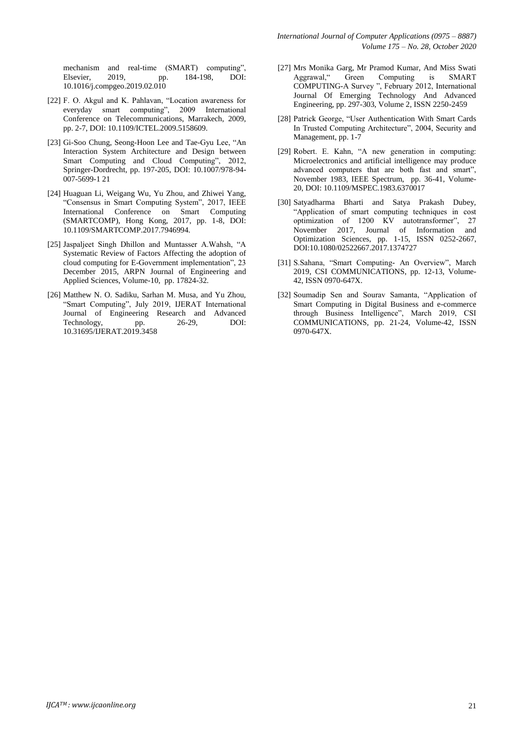mechanism and real-time (SMART) computing", Elsevier, 2019, pp. 184-198, DOI: 10.1016/j.compgeo.2019.02.010

[22] F. O. Akgul and K. Pahlavan, "Location awareness for everyday smart computing", 2009 International Conference on Telecommunications, Marrakech, 2009, pp. 2-7, DOI: 10.1109/ICTEL.2009.5158609.

[23] Gi-Soo Chung, Seong-Hoon Lee and Tae-Gyu Lee, "An Interaction System Architecture and Design between Smart Computing and Cloud Computing", 2012, Springer-Dordrecht, pp. 197-205, DOI: 10.1007/978-94-007-5699-1 21

[24] Huaguan Li, Weigang Wu, Yu Zhou, and Zhiwei Yang, "Consensus in Smart Computing System", 2017, IEEE International Conference on Smart Computing (SMARTCOMP), Hong Kong, 2017, pp. 1-8, DOI: 10.1109/SMARTCOMP.2017.7946994.

[25] Jaspaljeet Singh Dhillon and Muntasser A.Wahsh, "A Systematic Review of Factors Affecting the adoption of cloud computing for E-Government implementation", 23 December 2015, ARPN Journal of Engineering and Applied Sciences, Volume-10, pp. 17824-32.

[26] Matthew N. O. Sadiku, Sarhan M. Musa, and Yu Zhou, "Smart Computing", July 2019, IJERAT International Journal of Engineering Research and Advanced Technology, pp. 26-29, DOI: 10.31695/IJERAT.2019.3458

[27] Mrs Monika Garg, Mr Pramod Kumar, And Miss Swati Aggrawal," Green Computing is SMART COMPUTING-A Survey ", February 2012, International Journal Of Emerging Technology And Advanced Engineering, pp. 297-303, Volume 2, ISSN 2250-2459

[28] Patrick George, "User Authentication With Smart Cards In Trusted Computing Architecture", 2004, Security and Management, pp. 1-7

[29] Robert. E. Kahn, "A new generation in computing: Microelectronics and artificial intelligence may produce advanced computers that are both fast and smart", November 1983, IEEE Spectrum, pp. 36-41, Volume-20, DOI: 10.1109/MSPEC.1983.6370017

[30] Satyadharma Bharti and Satya Prakash Dubey, "Application of smart computing techniques in cost optimization of 1200 KV autotransformer", 27 November 2017, Journal of Information and Optimization Sciences, pp. 1-15, ISSN 0252-2667, DOI:10.1080/02522667.2017.1374727

[31] S.Sahana, "Smart Computing- An Overview", March 2019, CSI COMMUNICATIONS, pp. 12-13, Volume-42, ISSN 0970-647X.

[32] Soumadip Sen and Sourav Samanta, "Application of Smart Computing in Digital Business and e-commerce through Business Intelligence", March 2019, CSI COMMUNICATIONS, pp. 21-24, Volume-42, ISSN 0970-647X.